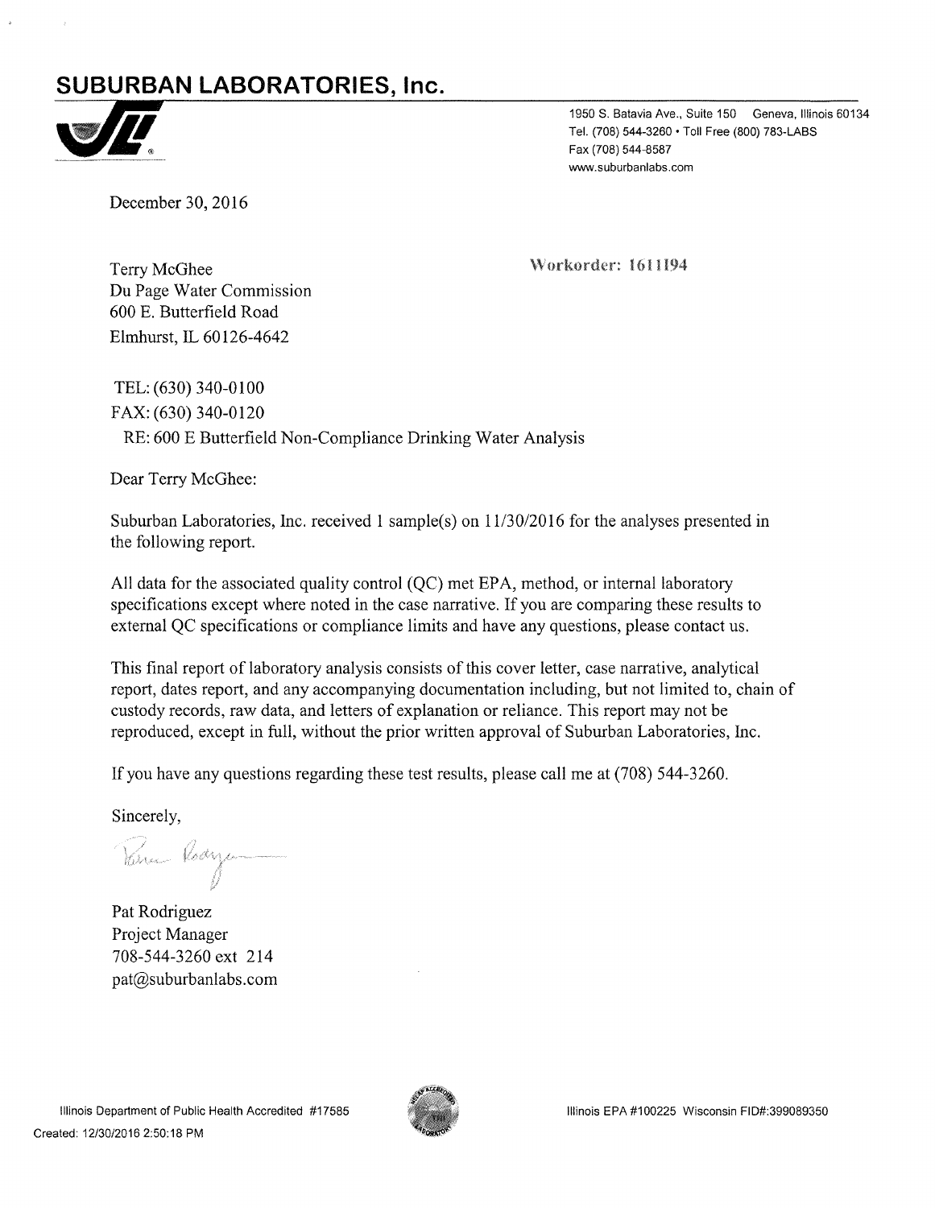# SUBURBAN LABORATORIES, Inc.

1950 S. Batavia Ave., Suite 150 Geneva, Illinois 60134
Tel. (708) 544-3260 • Toll Free (800) 783-LABS
Fax (708) 544-8587
www.suburbanlabs.com

December 30, 2016

Terry McGhee
Du Page Water Commission
600 E. Butterfield Road
Elmhurst, IL 60126-4642

**Workorder: 1611194**

TEL: (630) 340-0100
FAX: (630) 340-0120
RE: 600 E Butterfield Non-Compliance Drinking Water Analysis

Dear Terry McGhee:

Suburban Laboratories, Inc. received 1 sample(s) on 11/30/2016 for the analyses presented in the following report.

All data for the associated quality control (QC) met EPA, method, or internal laboratory specifications except where noted in the case narrative. If you are comparing these results to external QC specifications or compliance limits and have any questions, please contact us.

This final report of laboratory analysis consists of this cover letter, case narrative, analytical report, dates report, and any accompanying documentation including, but not limited to, chain of custody records, raw data, and letters of explanation or reliance. This report may not be reproduced, except in full, without the prior written approval of Suburban Laboratories, Inc.

If you have any questions regarding these test results, please call me at (708) 544-3260.

Sincerely,

Pat Rodriguez
Project Manager
708-544-3260 ext 214
pat@suburbanlabs.com

Illinois Department of Public Health Accredited #17585

Illinois EPA #100225 Wisconsin FID#:399089350

Created: 12/30/2016 2:50:18 PM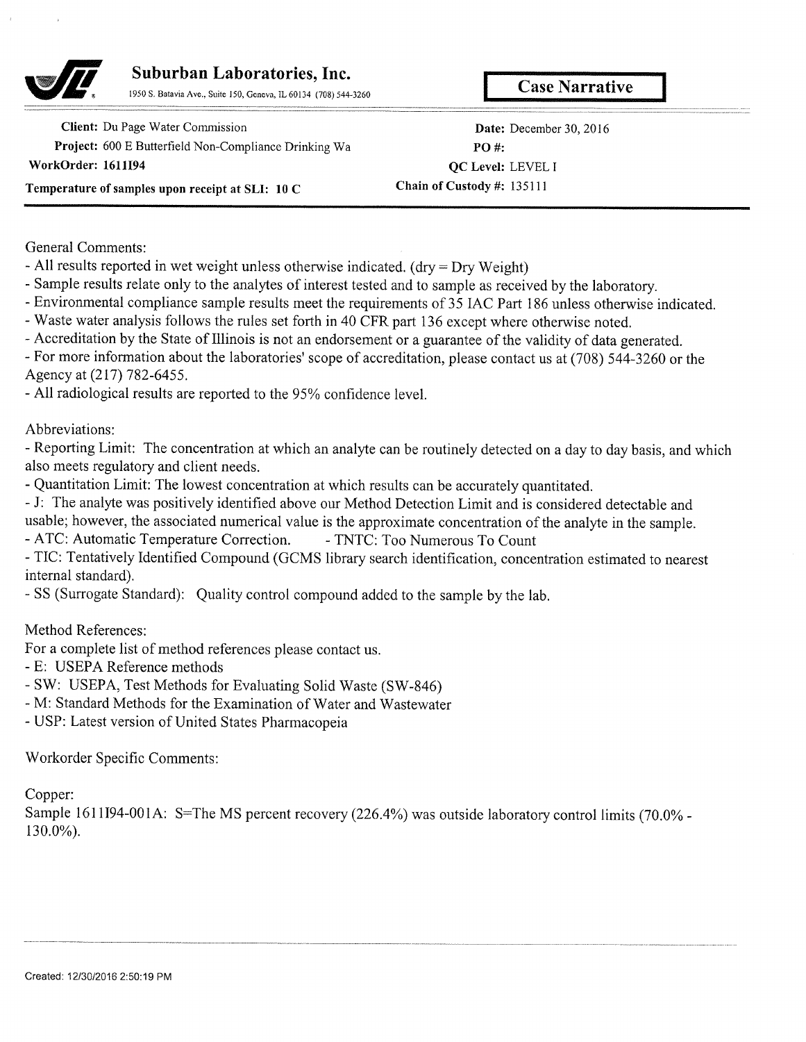# Suburban Laboratories, Inc.

1950 S. Batavia Ave., Suite 150, Geneva, IL 60134 (708) 544-3260

**Case Narrative**

**Client:** Du Page Water Commission
**Project:** 600 E Butterfield Non-Compliance Drinking Wa
**WorkOrder: 1611I94**
**Temperature of samples upon receipt at SLI: 10 C**

**Date:** December 30, 2016
**PO #:**
**QC Level:** LEVEL I
**Chain of Custody #:** 135111

General Comments:

- All results reported in wet weight unless otherwise indicated. (dry = Dry Weight)
- Sample results relate only to the analytes of interest tested and to sample as received by the laboratory.
- Environmental compliance sample results meet the requirements of 35 IAC Part 186 unless otherwise indicated.
- Waste water analysis follows the rules set forth in 40 CFR part 136 except where otherwise noted.
- Accreditation by the State of Illinois is not an endorsement or a guarantee of the validity of data generated.
- For more information about the laboratories' scope of accreditation, please contact us at (708) 544-3260 or the Agency at (217) 782-6455.
- All radiological results are reported to the 95% confidence level.

Abbreviations:

- Reporting Limit: The concentration at which an analyte can be routinely detected on a day to day basis, and which also meets regulatory and client needs.
- Quantitation Limit: The lowest concentration at which results can be accurately quantitated.
- J: The analyte was positively identified above our Method Detection Limit and is considered detectable and usable; however, the associated numerical value is the approximate concentration of the analyte in the sample.
- ATC: Automatic Temperature Correction. - TNTC: Too Numerous To Count
- TIC: Tentatively Identified Compound (GCMS library search identification, concentration estimated to nearest internal standard).
- SS (Surrogate Standard): Quality control compound added to the sample by the lab.

Method References:

For a complete list of method references please contact us.

- E: USEPA Reference methods
- SW: USEPA, Test Methods for Evaluating Solid Waste (SW-846)
- M: Standard Methods for the Examination of Water and Wastewater
- USP: Latest version of United States Pharmacopeia

Workorder Specific Comments:

Copper:

Sample 1611I94-001A: S=The MS percent recovery (226.4%) was outside laboratory control limits (70.0% - 130.0%).

Created: 12/30/2016 2:50:19 PM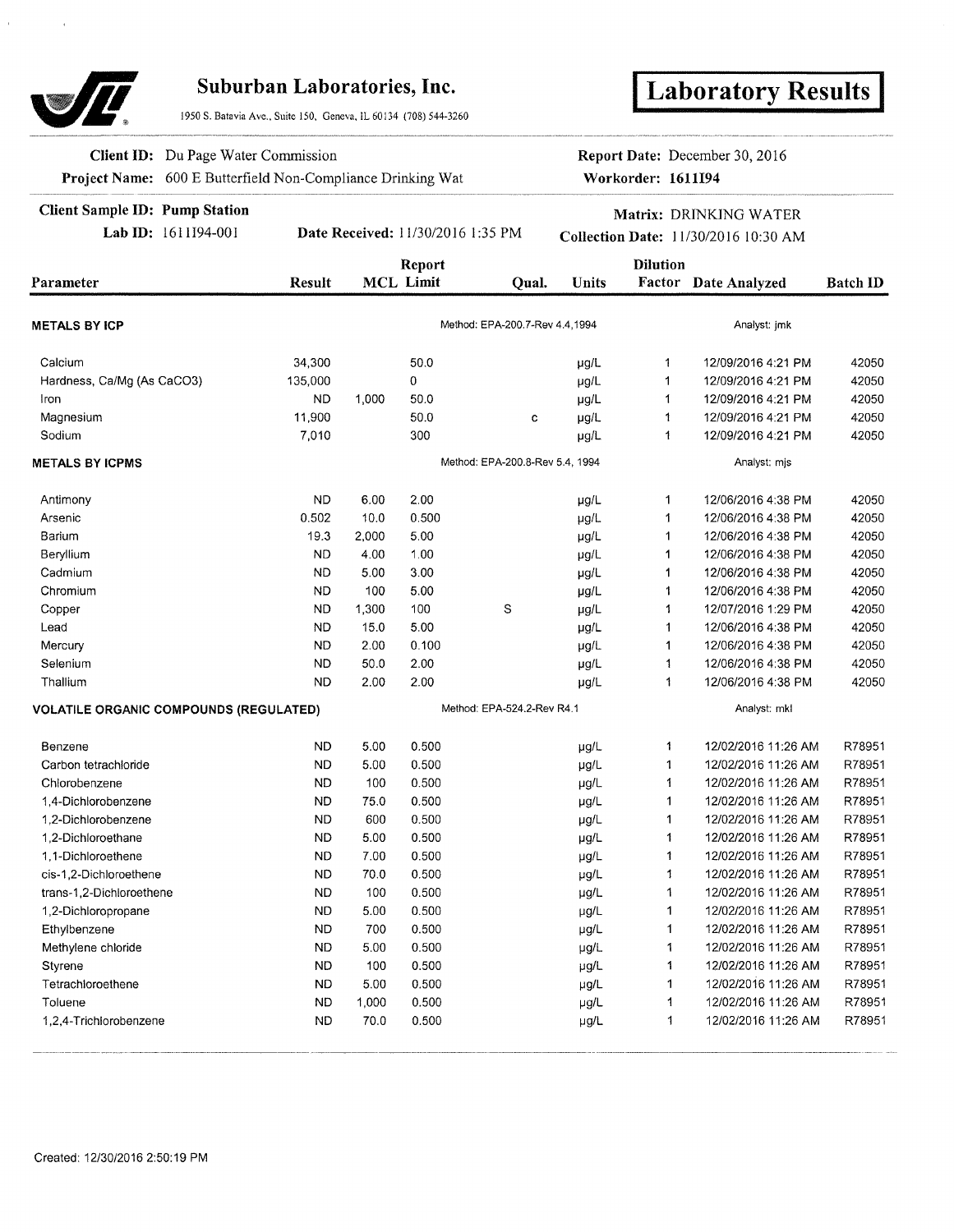# Suburban Laboratories, Inc.

1950 S. Batavia Ave., Suite 150, Geneva, IL 60134 (708) 544-3260

## Laboratory Results

**Client ID:** Du Page Water Commission
**Project Name:** 600 E Butterfield Non-Compliance Drinking Wat

**Report Date:** December 30, 2016
**Workorder:** 1611I94

**Client Sample ID:** Pump Station
**Lab ID:** 1611I94-001
**Date Received:** 11/30/2016 1:35 PM

**Matrix:** DRINKING WATER
**Collection Date:** 11/30/2016 10:30 AM

| Parameter | Result | MCL | Report Limit | Qual. | Units | Dilution Factor | Date Analyzed | Batch ID |
|---|---|---|---|---|---|---|---|---|
| **METALS BY ICP** | | | Method: EPA-200.7-Rev 4.4,1994 | | | | Analyst: jmk | |
| Calcium | 34,300 | | 50.0 | | µg/L | 1 | 12/09/2016 4:21 PM | 42050 |
| Hardness, Ca/Mg (As CaCO3) | 135,000 | | 0 | | µg/L | 1 | 12/09/2016 4:21 PM | 42050 |
| Iron | ND | 1,000 | 50.0 | | µg/L | 1 | 12/09/2016 4:21 PM | 42050 |
| Magnesium | 11,900 | | 50.0 | c | µg/L | 1 | 12/09/2016 4:21 PM | 42050 |
| Sodium | 7,010 | | 300 | | µg/L | 1 | 12/09/2016 4:21 PM | 42050 |
| **METALS BY ICPMS** | | | Method: EPA-200.8-Rev 5.4, 1994 | | | | Analyst: mjs | |
| Antimony | ND | 6.00 | 2.00 | | µg/L | 1 | 12/06/2016 4:38 PM | 42050 |
| Arsenic | 0.502 | 10.0 | 0.500 | | µg/L | 1 | 12/06/2016 4:38 PM | 42050 |
| Barium | 19.3 | 2,000 | 5.00 | | µg/L | 1 | 12/06/2016 4:38 PM | 42050 |
| Beryllium | ND | 4.00 | 1.00 | | µg/L | 1 | 12/06/2016 4:38 PM | 42050 |
| Cadmium | ND | 5.00 | 3.00 | | µg/L | 1 | 12/06/2016 4:38 PM | 42050 |
| Chromium | ND | 100 | 5.00 | | µg/L | 1 | 12/06/2016 4:38 PM | 42050 |
| Copper | ND | 1,300 | 100 | S | µg/L | 1 | 12/07/2016 1:29 PM | 42050 |
| Lead | ND | 15.0 | 5.00 | | µg/L | 1 | 12/06/2016 4:38 PM | 42050 |
| Mercury | ND | 2.00 | 0.100 | | µg/L | 1 | 12/06/2016 4:38 PM | 42050 |
| Selenium | ND | 50.0 | 2.00 | | µg/L | 1 | 12/06/2016 4:38 PM | 42050 |
| Thallium | ND | 2.00 | 2.00 | | µg/L | 1 | 12/06/2016 4:38 PM | 42050 |
| **VOLATILE ORGANIC COMPOUNDS (REGULATED)** | | | Method: EPA-524.2-Rev R4.1 | | | | Analyst: mkl | |
| Benzene | ND | 5.00 | 0.500 | | µg/L | 1 | 12/02/2016 11:26 AM | R78951 |
| Carbon tetrachloride | ND | 5.00 | 0.500 | | µg/L | 1 | 12/02/2016 11:26 AM | R78951 |
| Chlorobenzene | ND | 100 | 0.500 | | µg/L | 1 | 12/02/2016 11:26 AM | R78951 |
| 1,4-Dichlorobenzene | ND | 75.0 | 0.500 | | µg/L | 1 | 12/02/2016 11:26 AM | R78951 |
| 1,2-Dichlorobenzene | ND | 600 | 0.500 | | µg/L | 1 | 12/02/2016 11:26 AM | R78951 |
| 1,2-Dichloroethane | ND | 5.00 | 0.500 | | µg/L | 1 | 12/02/2016 11:26 AM | R78951 |
| 1,1-Dichloroethene | ND | 7.00 | 0.500 | | µg/L | 1 | 12/02/2016 11:26 AM | R78951 |
| cis-1,2-Dichloroethene | ND | 70.0 | 0.500 | | µg/L | 1 | 12/02/2016 11:26 AM | R78951 |
| trans-1,2-Dichloroethene | ND | 100 | 0.500 | | µg/L | 1 | 12/02/2016 11:26 AM | R78951 |
| 1,2-Dichloropropane | ND | 5.00 | 0.500 | | µg/L | 1 | 12/02/2016 11:26 AM | R78951 |
| Ethylbenzene | ND | 700 | 0.500 | | µg/L | 1 | 12/02/2016 11:26 AM | R78951 |
| Methylene chloride | ND | 5.00 | 0.500 | | µg/L | 1 | 12/02/2016 11:26 AM | R78951 |
| Styrene | ND | 100 | 0.500 | | µg/L | 1 | 12/02/2016 11:26 AM | R78951 |
| Tetrachloroethene | ND | 5.00 | 0.500 | | µg/L | 1 | 12/02/2016 11:26 AM | R78951 |
| Toluene | ND | 1,000 | 0.500 | | µg/L | 1 | 12/02/2016 11:26 AM | R78951 |
| 1,2,4-Trichlorobenzene | ND | 70.0 | 0.500 | | µg/L | 1 | 12/02/2016 11:26 AM | R78951 |

Created: 12/30/2016 2:50:19 PM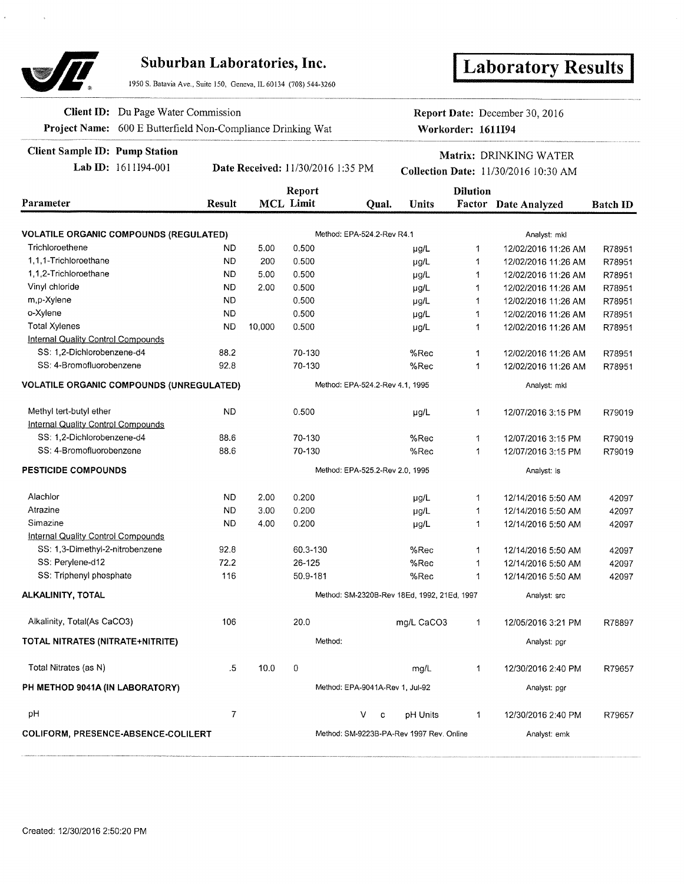## Suburban Laboratories, Inc.

1950 S. Batavia Ave., Suite 150, Geneva, IL 60134 (708) 544-3260

# Laboratory Results

**Client ID:** Du Page Water Commission
**Project Name:** 600 E Butterfield Non-Compliance Drinking Wat

**Report Date:** December 30, 2016
**Workorder:** 1611I94

**Client Sample ID:** Pump Station
**Lab ID:** 1611I94-001

**Date Received:** 11/30/2016 1:35 PM

**Matrix:** DRINKING WATER
**Collection Date:** 11/30/2016 10:30 AM

| Parameter | Result | MCL | Report Limit | Qual. | Units | Dilution Factor | Date Analyzed | Batch ID |
|---|---|---|---|---|---|---|---|---|
| **VOLATILE ORGANIC COMPOUNDS (REGULATED)** | | | Method: EPA-524.2-Rev R4.1 | | | | Analyst: mkl | |
| Trichloroethene | ND | 5.00 | 0.500 | | µg/L | 1 | 12/02/2016 11:26 AM | R78951 |
| 1,1,1-Trichloroethane | ND | 200 | 0.500 | | µg/L | 1 | 12/02/2016 11:26 AM | R78951 |
| 1,1,2-Trichloroethane | ND | 5.00 | 0.500 | | µg/L | 1 | 12/02/2016 11:26 AM | R78951 |
| Vinyl chloride | ND | 2.00 | 0.500 | | µg/L | 1 | 12/02/2016 11:26 AM | R78951 |
| m,p-Xylene | ND | | 0.500 | | µg/L | 1 | 12/02/2016 11:26 AM | R78951 |
| o-Xylene | ND | | 0.500 | | µg/L | 1 | 12/02/2016 11:26 AM | R78951 |
| Total Xylenes | ND | 10,000 | 0.500 | | µg/L | 1 | 12/02/2016 11:26 AM | R78951 |
| Internal Quality Control Compounds | | | | | | | | |
| SS: 1,2-Dichlorobenzene-d4 | 88.2 | | 70-130 | | %Rec | 1 | 12/02/2016 11:26 AM | R78951 |
| SS: 4-Bromofluorobenzene | 92.8 | | 70-130 | | %Rec | 1 | 12/02/2016 11:26 AM | R78951 |
| **VOLATILE ORGANIC COMPOUNDS (UNREGULATED)** | | | Method: EPA-524.2-Rev 4.1, 1995 | | | | Analyst: mkl | |
| Methyl tert-butyl ether | ND | | 0.500 | | µg/L | 1 | 12/07/2016 3:15 PM | R79019 |
| Internal Quality Control Compounds | | | | | | | | |
| SS: 1,2-Dichlorobenzene-d4 | 88.6 | | 70-130 | | %Rec | 1 | 12/07/2016 3:15 PM | R79019 |
| SS: 4-Bromofluorobenzene | 88.6 | | 70-130 | | %Rec | 1 | 12/07/2016 3:15 PM | R79019 |
| **PESTICIDE COMPOUNDS** | | | Method: EPA-525.2-Rev 2.0, 1995 | | | | Analyst: ls | |
| Alachlor | ND | 2.00 | 0.200 | | µg/L | 1 | 12/14/2016 5:50 AM | 42097 |
| Atrazine | ND | 3.00 | 0.200 | | µg/L | 1 | 12/14/2016 5:50 AM | 42097 |
| Simazine | ND | 4.00 | 0.200 | | µg/L | 1 | 12/14/2016 5:50 AM | 42097 |
| Internal Quality Control Compounds | | | | | | | | |
| SS: 1,3-Dimethyl-2-nitrobenzene | 92.8 | | 60.3-130 | | %Rec | 1 | 12/14/2016 5:50 AM | 42097 |
| SS: Perylene-d12 | 72.2 | | 26-125 | | %Rec | 1 | 12/14/2016 5:50 AM | 42097 |
| SS: Triphenyl phosphate | 116 | | 50.9-181 | | %Rec | 1 | 12/14/2016 5:50 AM | 42097 |
| **ALKALINITY, TOTAL** | | | Method: SM-2320B-Rev 18Ed, 1992, 21Ed, 1997 | | | | Analyst: src | |
| Alkalinity, Total(As CaCO3) | 106 | | 20.0 | | mg/L CaCO3 | 1 | 12/05/2016 3:21 PM | R78897 |
| **TOTAL NITRATES (NITRATE+NITRITE)** | | | Method: | | | | Analyst: pgr | |
| Total Nitrates (as N) | .5 | 10.0 | 0 | | mg/L | 1 | 12/30/2016 2:40 PM | R79657 |
| **PH METHOD 9041A (IN LABORATORY)** | | | Method: EPA-9041A-Rev 1, Jul-92 | | | | Analyst: pgr | |
| pH | 7 | | | V c | pH Units | 1 | 12/30/2016 2:40 PM | R79657 |
| **COLIFORM, PRESENCE-ABSENCE-COLILERT** | | | Method: SM-9223B-PA-Rev 1997 Rev. Online | | | | Analyst: emk | |

Created: 12/30/2016 2:50:20 PM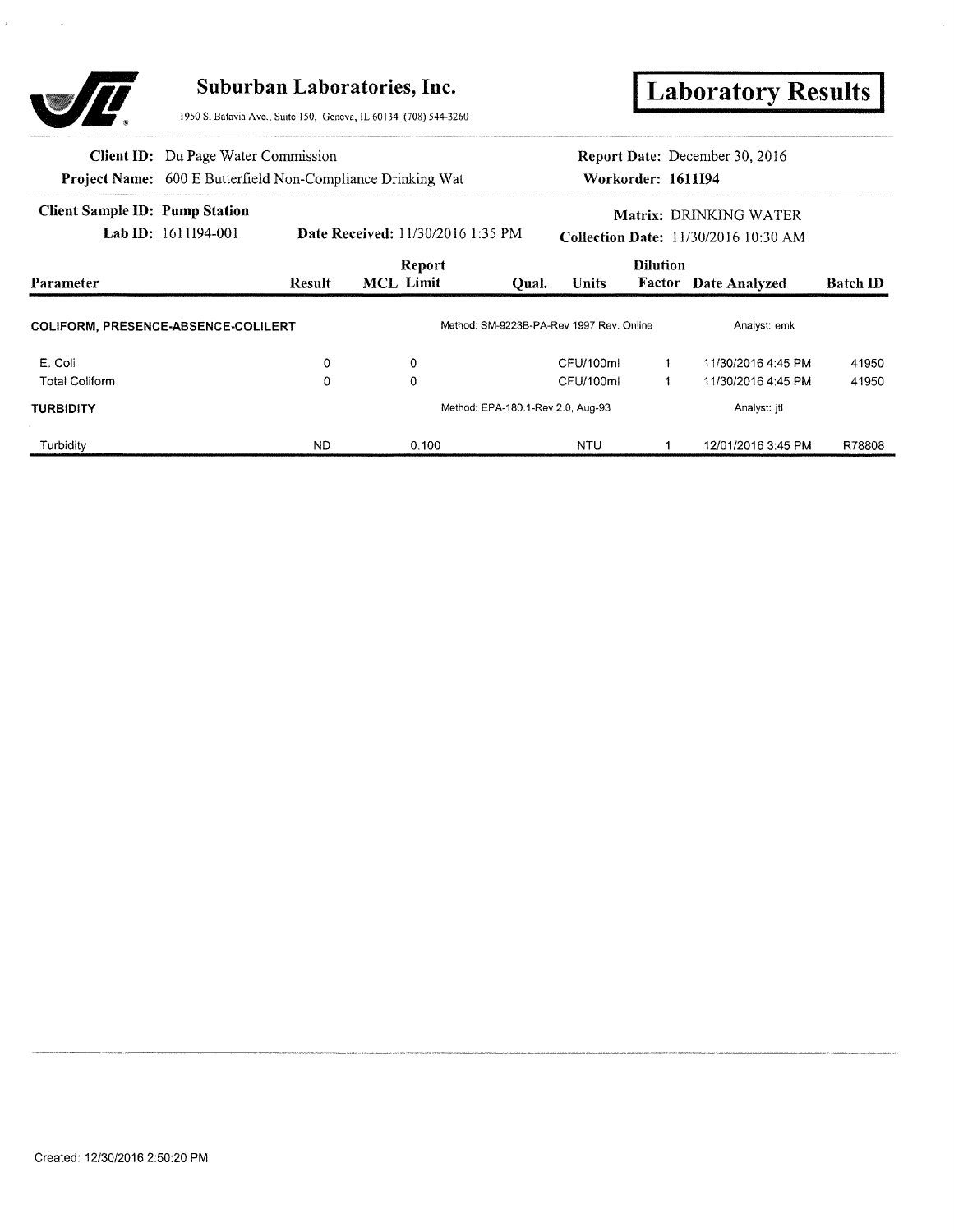# Suburban Laboratories, Inc.

1950 S. Batavia Ave., Suite 150, Geneva, IL 60134 (708) 544-3260

**Laboratory Results**

**Client ID:** Du Page Water Commission
**Project Name:** 600 E Butterfield Non-Compliance Drinking Wat

**Report Date:** December 30, 2016
**Workorder:** 1611I94

**Client Sample ID:** Pump Station
**Lab ID:** 1611I94-001
**Date Received:** 11/30/2016 1:35 PM
**Matrix:** DRINKING WATER
**Collection Date:** 11/30/2016 10:30 AM

| Parameter | Result | MCL | Report Limit | Qual. | Units | Dilution Factor | Date Analyzed | Batch ID |
|---|---|---|---|---|---|---|---|---|
| **COLIFORM, PRESENCE-ABSENCE-COLILERT** | | | | Method: SM-9223B-PA-Rev 1997 Rev. Online | | | Analyst: emk | |
| E. Coli | 0 | | 0 | | CFU/100ml | 1 | 11/30/2016 4:45 PM | 41950 |
| Total Coliform | 0 | | 0 | | CFU/100ml | 1 | 11/30/2016 4:45 PM | 41950 |
| **TURBIDITY** | | | | Method: EPA-180.1-Rev 2.0, Aug-93 | | | Analyst: jtl | |
| Turbidity | ND | | 0.100 | | NTU | 1 | 12/01/2016 3:45 PM | R78808 |

Created: 12/30/2016 2:50:20 PM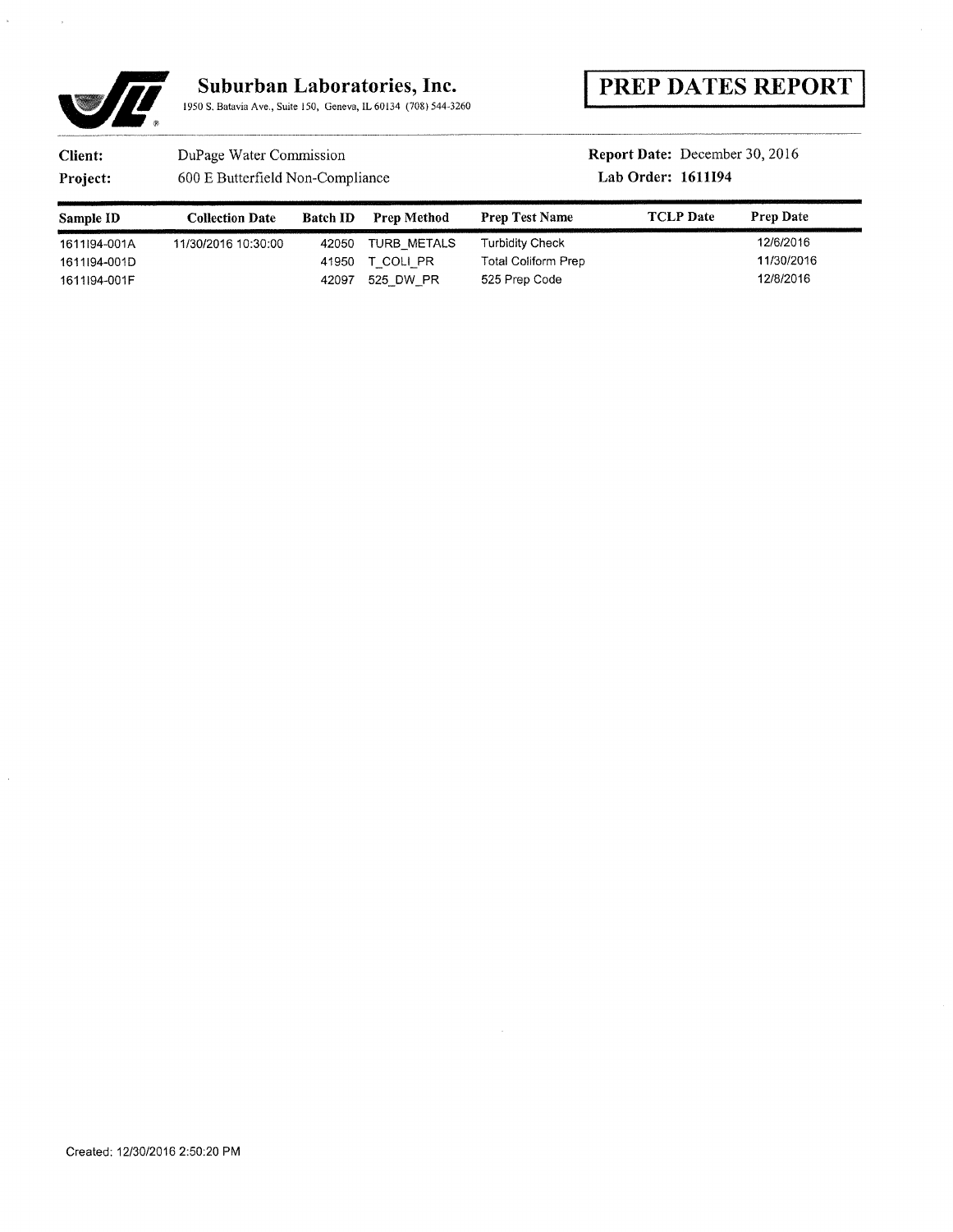**Suburban Laboratories, Inc.**

1950 S. Batavia Ave., Suite 150, Geneva, IL 60134 (708) 544-3260

# PREP DATES REPORT

**Client:** DuPage Water Commission

**Project:** 600 E Butterfield Non-Compliance

**Report Date:** December 30, 2016

**Lab Order:** 1611194

| Sample ID | Collection Date | Batch ID | Prep Method | Prep Test Name | TCLP Date | Prep Date |
|---|---|---|---|---|---|---|
| 1611194-001A | 11/30/2016 10:30:00 | 42050 | TURB_METALS | Turbidity Check | | 12/6/2016 |
| 1611194-001D | | 41950 | T_COLI_PR | Total Coliform Prep | | 11/30/2016 |
| 1611194-001F | | 42097 | 525_DW_PR | 525 Prep Code | | 12/8/2016 |

Created: 12/30/2016 2:50:20 PM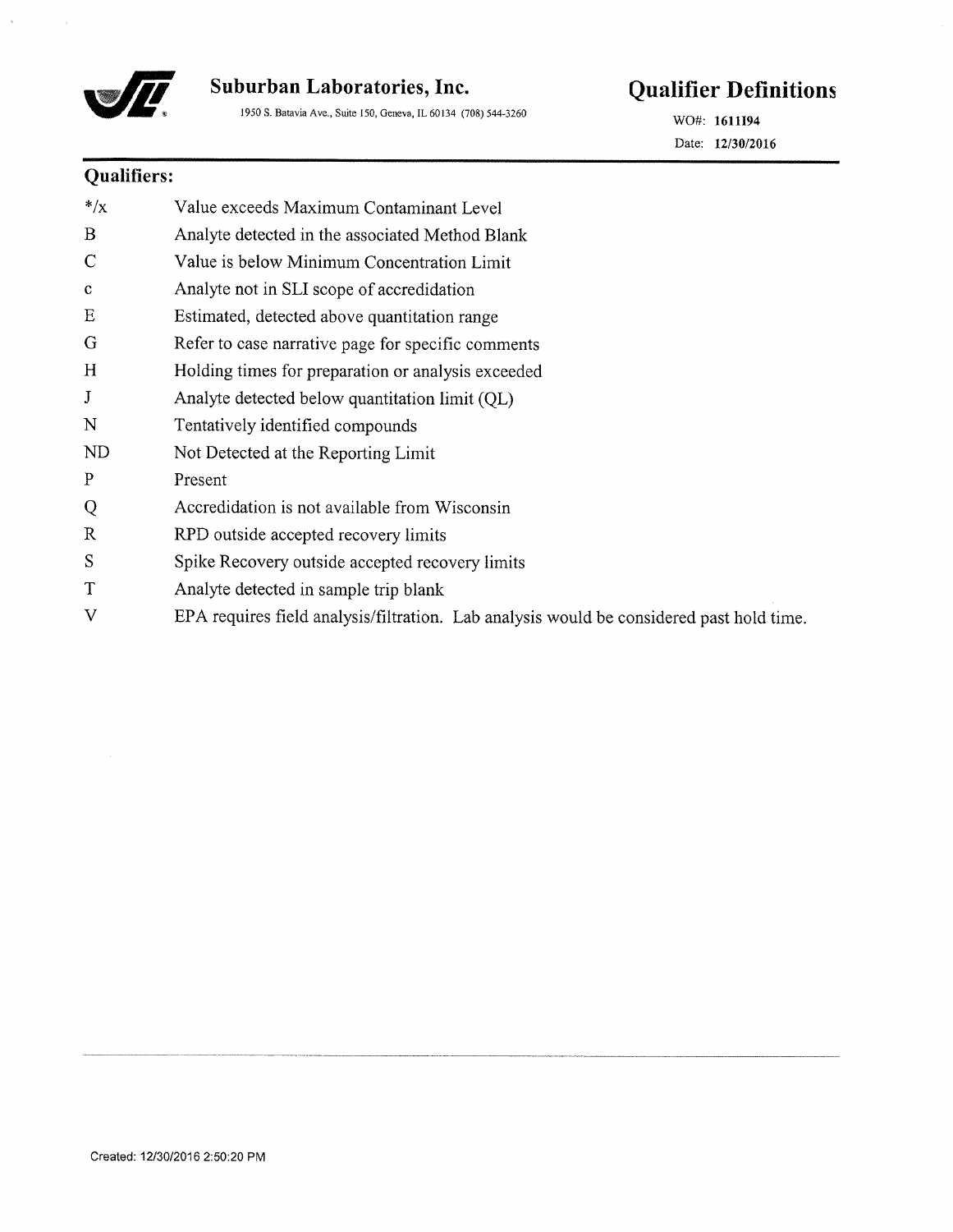**Suburban Laboratories, Inc.**

1950 S. Batavia Ave., Suite 150, Geneva, IL 60134 (708) 544-3260

# Qualifier Definitions

WO#: **1611194**

Date: **12/30/2016**

## Qualifiers:

| | |
|---|---|
| */x | Value exceeds Maximum Contaminant Level |
| B | Analyte detected in the associated Method Blank |
| C | Value is below Minimum Concentration Limit |
| c | Analyte not in SLI scope of accredidation |
| E | Estimated, detected above quantitation range |
| G | Refer to case narrative page for specific comments |
| H | Holding times for preparation or analysis exceeded |
| J | Analyte detected below quantitation limit (QL) |
| N | Tentatively identified compounds |
| ND | Not Detected at the Reporting Limit |
| P | Present |
| Q | Accredidation is not available from Wisconsin |
| R | RPD outside accepted recovery limits |
| S | Spike Recovery outside accepted recovery limits |
| T | Analyte detected in sample trip blank |
| V | EPA requires field analysis/filtration. Lab analysis would be considered past hold time. |

Created: 12/30/2016 2:50:20 PM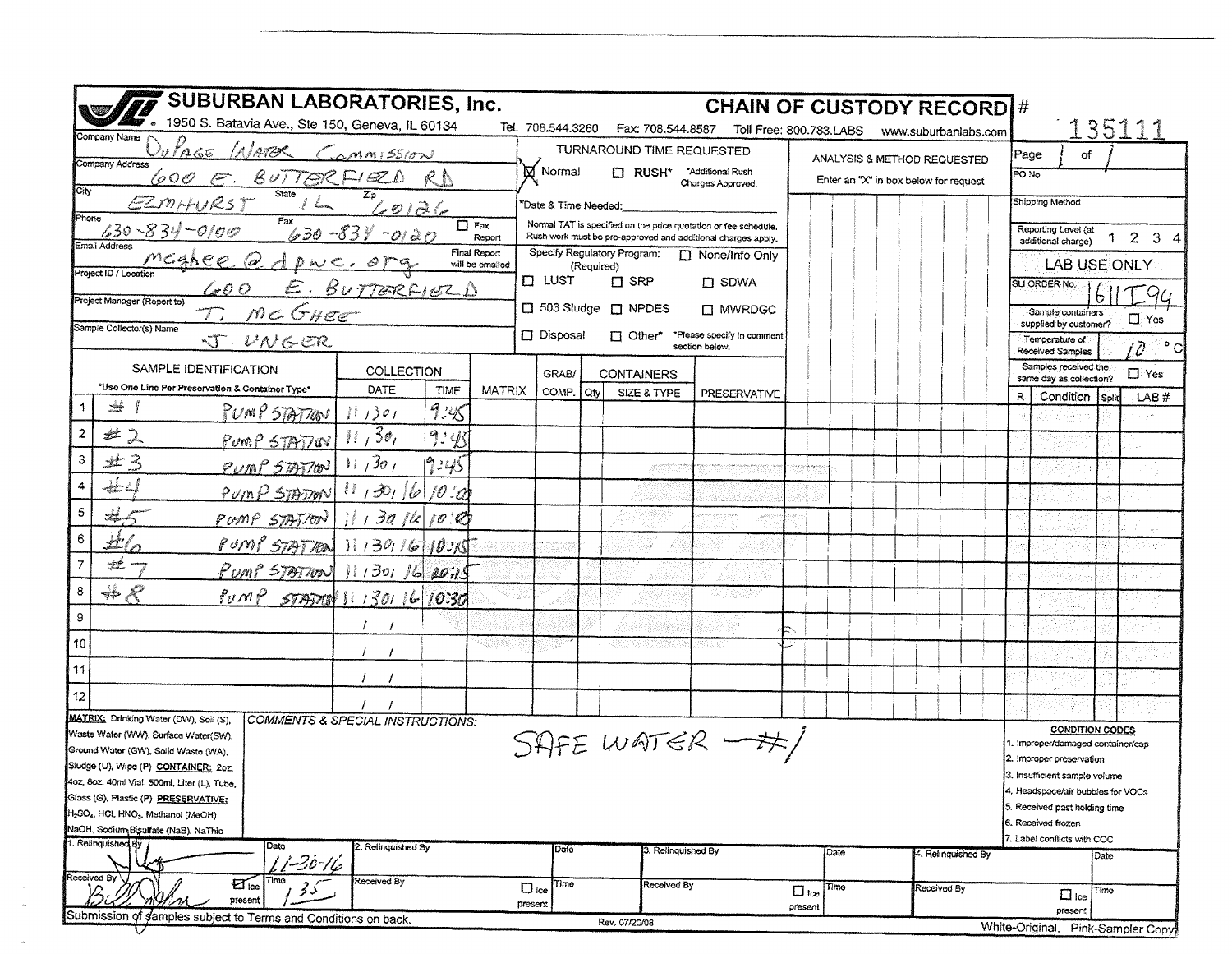# SUBURBAN LABORATORIES, Inc.

1950 S. Batavia Ave., Ste 150, Geneva, IL 60134 Tel. 708.544.3260 Fax: 708.544.8587 Toll Free: 800.783.LABS www.suburbanlabs.com

## CHAIN OF CUSTODY RECORD # 135111

**Company Name:** DuPage Water Commission
**Company Address:** 600 E. Butterfield Rd
**City:** Elmhurst **State:** IL **Zip:** 60126
**Phone:** 630-834-0100 **Fax:** 630-834-0120 ☐ Fax Report
**Email Address:** mcghee@dpwc.org Final Report will be emailed
**Project ID / Location:** 600 E. Butterfield
**Project Manager (Report to):** T. McGhee
**Sample Collector(s) Name:** J. Unger

**TURNAROUND TIME REQUESTED**
☒ Normal ☐ RUSH* *Additional Rush Charges Approved.
*Date & Time Needed:
Normal TAT is specified on the price quotation or fee schedule. Rush work must be pre-approved and additional charges apply.

Specify Regulatory Program: (Required) ☐ None/Info Only
☐ LUST ☐ SRP ☐ SDWA
☐ 503 Sludge ☐ NPDES ☐ MWRDGC
☐ Disposal ☐ Other* *Please specify in comment section below.

**ANALYSIS & METHOD REQUESTED**
Enter an "X" in box below for request

Page 1 of 1
PO No.
Shipping Method
Reporting Level (at additional charge) 1 2 3 4

**LAB USE ONLY**
SLI ORDER No. 1611I94
Sample containers supplied by customer? ☐ Yes
Temperature of Received Samples 10 °C
Samples received the same day as collection? ☐ Yes

| | SAMPLE IDENTIFICATION *Use One Line Per Preservation & Container Type* | COLLECTION DATE | TIME | MATRIX | GRAB/ COMP. | CONTAINERS Qty | SIZE & TYPE | PRESERVATIVE | R | Condition | Split | LAB # |
|---|---|---|---|---|---|---|---|---|---|---|---|---|
| 1 | #1 Pump Station | 11/30/ | 9:45 | | | | | | | | | |
| 2 | #2 Pump Station | 11/30/ | 9:45 | | | | | | | | | |
| 3 | #3 Pump Station | 11/30/ | 9:45 | | | | | | | | | |
| 4 | #4 Pump Station | 11/30/16 | 10:00 | | | | | | | | | |
| 5 | #5 Pump Station | 11/30/16 | 10:00 | | | | | | | | | |
| 6 | #6 Pump Station | 11/30/16 | 10:15 | | | | | | | | | |
| 7 | #7 Pump Station | 11/30/16 | 10:15 | | | | | | | | | |
| 8 | #8 Pump Station | 11/30/16 | 10:30 | | | | | | | | | |
| 9 | | / / | | | | | | | | | | |
| 10 | | / / | | | | | | | | | | |
| 11 | | / / | | | | | | | | | | |
| 12 | | / / | | | | | | | | | | |

**MATRIX:** Drinking Water (DW), Soil (S), Waste Water (WW), Surface Water (SW), Ground Water (GW), Solid Waste (WA), Sludge (U), Wipe (P) **CONTAINER:** 2oz, 4oz, 8oz, 40ml Vial, 500ml, Liter (L), Tube, Glass (G), Plastic (P) **PRESERVATIVE:** $H_2SO_4$, HCl, $HNO_3$, Methanol (MeOH) NaOH, Sodium Bisulfate (NaB), NaThio

**COMMENTS & SPECIAL INSTRUCTIONS:** SAFE WATER — #1

**CONDITION CODES**
1. Improper/damaged container/cap
2. Improper preservation
3. Insufficient sample volume
4. Headspace/air bubbles for VOCs
5. Received past holding time
6. Received frozen
7. Label conflicts with COC

| 1. Relinquished By | Date | 2. Relinquished By | Date | 3. Relinquished By | Date | 4. Relinquished By | Date |
|---|---|---|---|---|---|---|---|
| [signature] | 11-30-16 | | | | | | |
| **Received By** | **Time** | **Received By** | **Time** | **Received By** | **Time** | **Received By** | **Time** |
| [signature] ☒ Ice present | 1:35 | ☐ Ice present | | ☐ Ice present | | ☐ Ice present | |

Submission of samples subject to Terms and Conditions on back.
Rev. 07/20/08
White-Original. Pink-Sampler Copy